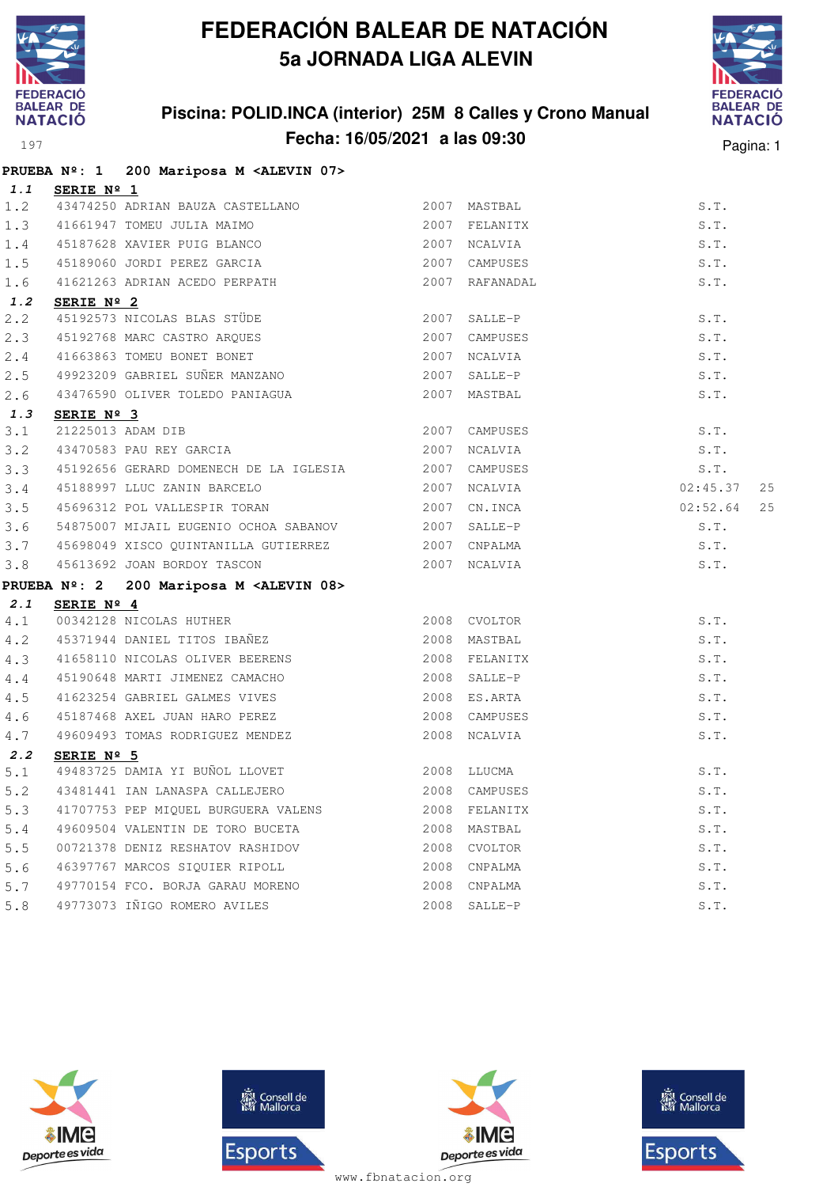# FEDERACIÓN BALEAR DE NATACIÓN

## 5a JORNADA LIGA ALEVIN

### Piscina: POLID.INCA (interior) 25M 8 Calles y Crono Manual
### Fecha: 16/05/2021 a las 09:30

**PRUEBA Nº: 1 200 Mariposa M <ALEVIN 07>**

***1.1*** **SERIE Nº 1**

| | | | | | | |
|---|---|---|---|---|---|---|
| 1.2 | 43474250 | ADRIAN BAUZA CASTELLANO | 2007 | MASTBAL | S.T. | |
| 1.3 | 41661947 | TOMEU JULIA MAIMO | 2007 | FELANITX | S.T. | |
| 1.4 | 45187628 | XAVIER PUIG BLANCO | 2007 | NCALVIA | S.T. | |
| 1.5 | 45189060 | JORDI PEREZ GARCIA | 2007 | CAMPUSES | S.T. | |
| 1.6 | 41621263 | ADRIAN ACEDO PERPATH | 2007 | RAFANADAL | S.T. | |

***1.2*** **SERIE Nº 2**

| | | | | | | |
|---|---|---|---|---|---|---|
| 2.2 | 45192573 | NICOLAS BLAS STÜDE | 2007 | SALLE-P | S.T. | |
| 2.3 | 45192768 | MARC CASTRO ARQUES | 2007 | CAMPUSES | S.T. | |
| 2.4 | 41663863 | TOMEU BONET BONET | 2007 | NCALVIA | S.T. | |
| 2.5 | 49923209 | GABRIEL SUÑER MANZANO | 2007 | SALLE-P | S.T. | |
| 2.6 | 43476590 | OLIVER TOLEDO PANIAGUA | 2007 | MASTBAL | S.T. | |

***1.3*** **SERIE Nº 3**

| | | | | | | |
|---|---|---|---|---|---|---|
| 3.1 | 21225013 | ADAM DIB | 2007 | CAMPUSES | S.T. | |
| 3.2 | 43470583 | PAU REY GARCIA | 2007 | NCALVIA | S.T. | |
| 3.3 | 45192656 | GERARD DOMENECH DE LA IGLESIA | 2007 | CAMPUSES | S.T. | |
| 3.4 | 45188997 | LLUC ZANIN BARCELO | 2007 | NCALVIA | 02:45.37 | 25 |
| 3.5 | 45696312 | POL VALLESPIR TORAN | 2007 | CN.INCA | 02:52.64 | 25 |
| 3.6 | 54875007 | MIJAIL EUGENIO OCHOA SABANOV | 2007 | SALLE-P | S.T. | |
| 3.7 | 45698049 | XISCO QUINTANILLA GUTIERREZ | 2007 | CNPALMA | S.T. | |
| 3.8 | 45613692 | JOAN BORDOY TASCON | 2007 | NCALVIA | S.T. | |

**PRUEBA Nº: 2 200 Mariposa M <ALEVIN 08>**

***2.1*** **SERIE Nº 4**

| | | | | | | |
|---|---|---|---|---|---|---|
| 4.1 | 00342128 | NICOLAS HUTHER | 2008 | CVOLTOR | S.T. | |
| 4.2 | 45371944 | DANIEL TITOS IBAÑEZ | 2008 | MASTBAL | S.T. | |
| 4.3 | 41658110 | NICOLAS OLIVER BEERENS | 2008 | FELANITX | S.T. | |
| 4.4 | 45190648 | MARTI JIMENEZ CAMACHO | 2008 | SALLE-P | S.T. | |
| 4.5 | 41623254 | GABRIEL GALMES VIVES | 2008 | ES.ARTA | S.T. | |
| 4.6 | 45187468 | AXEL JUAN HARO PEREZ | 2008 | CAMPUSES | S.T. | |
| 4.7 | 49609493 | TOMAS RODRIGUEZ MENDEZ | 2008 | NCALVIA | S.T. | |

***2.2*** **SERIE Nº 5**

| | | | | | | |
|---|---|---|---|---|---|---|
| 5.1 | 49483725 | DAMIA YI BUÑOL LLOVET | 2008 | LLUCMA | S.T. | |
| 5.2 | 43481441 | IAN LANASPA CALLEJERO | 2008 | CAMPUSES | S.T. | |
| 5.3 | 41707753 | PEP MIQUEL BURGUERA VALENS | 2008 | FELANITX | S.T. | |
| 5.4 | 49609504 | VALENTIN DE TORO BUCETA | 2008 | MASTBAL | S.T. | |
| 5.5 | 00721378 | DENIZ RESHATOV RASHIDOV | 2008 | CVOLTOR | S.T. | |
| 5.6 | 46397767 | MARCOS SIQUIER RIPOLL | 2008 | CNPALMA | S.T. | |
| 5.7 | 49770154 | FCO. BORJA GARAU MORENO | 2008 | CNPALMA | S.T. | |
| 5.8 | 49773073 | IÑIGO ROMERO AVILES | 2008 | SALLE-P | S.T. | |

www.fbnatacion.org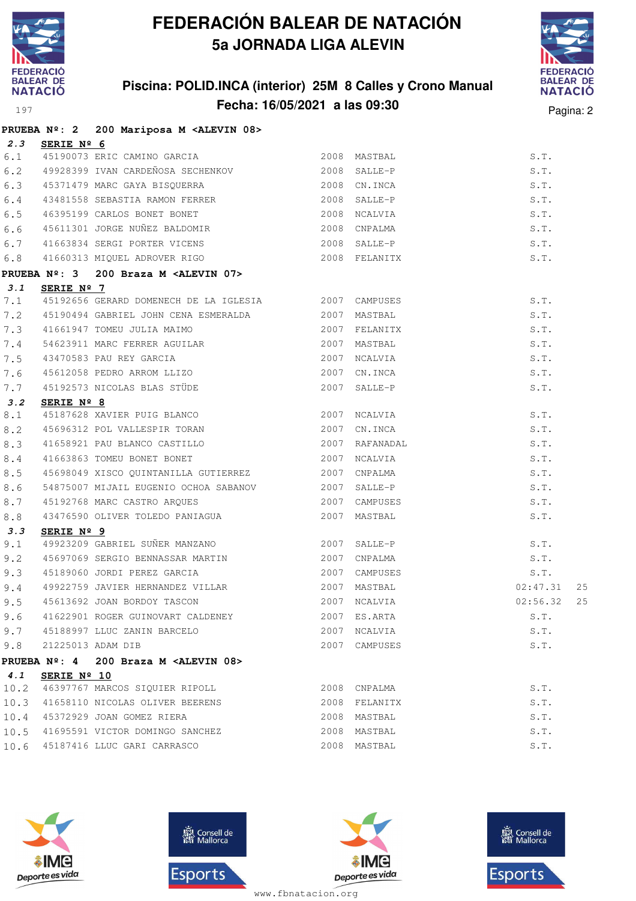# FEDERACIÓN BALEAR DE NATACIÓN
## 5a JORNADA LIGA ALEVIN

### Piscina: POLID.INCA (interior) 25M 8 Calles y Crono Manual
### Fecha: 16/05/2021 a las 09:30

**PRUEBA Nº: 2 200 Mariposa M <ALEVIN 08>**

**2.3 SERIE Nº 6**

| | | | | | | |
|---|---|---|---|---|---|---|
| 6.1 | 45190073 | ERIC CAMINO GARCIA | 2008 | MASTBAL | S.T. | |
| 6.2 | 49928399 | IVAN CARDEÑOSA SECHENKOV | 2008 | SALLE-P | S.T. | |
| 6.3 | 45371479 | MARC GAYA BISQUERRA | 2008 | CN.INCA | S.T. | |
| 6.4 | 43481558 | SEBASTIA RAMON FERRER | 2008 | SALLE-P | S.T. | |
| 6.5 | 46395199 | CARLOS BONET BONET | 2008 | NCALVIA | S.T. | |
| 6.6 | 45611301 | JORGE NUÑEZ BALDOMIR | 2008 | CNPALMA | S.T. | |
| 6.7 | 41663834 | SERGI PORTER VICENS | 2008 | SALLE-P | S.T. | |
| 6.8 | 41660313 | MIQUEL ADROVER RIGO | 2008 | FELANITX | S.T. | |

**PRUEBA Nº: 3 200 Braza M <ALEVIN 07>**

**3.1 SERIE Nº 7**

| | | | | | | |
|---|---|---|---|---|---|---|
| 7.1 | 45192656 | GERARD DOMENECH DE LA IGLESIA | 2007 | CAMPUSES | S.T. | |
| 7.2 | 45190494 | GABRIEL JOHN CENA ESMERALDA | 2007 | MASTBAL | S.T. | |
| 7.3 | 41661947 | TOMEU JULIA MAIMO | 2007 | FELANITX | S.T. | |
| 7.4 | 54623911 | MARC FERRER AGUILAR | 2007 | MASTBAL | S.T. | |
| 7.5 | 43470583 | PAU REY GARCIA | 2007 | NCALVIA | S.T. | |
| 7.6 | 45612058 | PEDRO ARROM LLIZO | 2007 | CN.INCA | S.T. | |
| 7.7 | 45192573 | NICOLAS BLAS STÜDE | 2007 | SALLE-P | S.T. | |

**3.2 SERIE Nº 8**

| | | | | | | |
|---|---|---|---|---|---|---|
| 8.1 | 45187628 | XAVIER PUIG BLANCO | 2007 | NCALVIA | S.T. | |
| 8.2 | 45696312 | POL VALLESPIR TORAN | 2007 | CN.INCA | S.T. | |
| 8.3 | 41658921 | PAU BLANCO CASTILLO | 2007 | RAFANADAL | S.T. | |
| 8.4 | 41663863 | TOMEU BONET BONET | 2007 | NCALVIA | S.T. | |
| 8.5 | 45698049 | XISCO QUINTANILLA GUTIERREZ | 2007 | CNPALMA | S.T. | |
| 8.6 | 54875007 | MIJAIL EUGENIO OCHOA SABANOV | 2007 | SALLE-P | S.T. | |
| 8.7 | 45192768 | MARC CASTRO ARQUES | 2007 | CAMPUSES | S.T. | |
| 8.8 | 43476590 | OLIVER TOLEDO PANIAGUA | 2007 | MASTBAL | S.T. | |

**3.3 SERIE Nº 9**

| | | | | | | |
|---|---|---|---|---|---|---|
| 9.1 | 49923209 | GABRIEL SUÑER MANZANO | 2007 | SALLE-P | S.T. | |
| 9.2 | 45697069 | SERGIO BENNASSAR MARTIN | 2007 | CNPALMA | S.T. | |
| 9.3 | 45189060 | JORDI PEREZ GARCIA | 2007 | CAMPUSES | S.T. | |
| 9.4 | 49922759 | JAVIER HERNANDEZ VILLAR | 2007 | MASTBAL | 02:47.31 | 25 |
| 9.5 | 45613692 | JOAN BORDOY TASCON | 2007 | NCALVIA | 02:56.32 | 25 |
| 9.6 | 41622901 | ROGER GUINOVART CALDENEY | 2007 | ES.ARTA | S.T. | |
| 9.7 | 45188997 | LLUC ZANIN BARCELO | 2007 | NCALVIA | S.T. | |
| 9.8 | 21225013 | ADAM DIB | 2007 | CAMPUSES | S.T. | |

**PRUEBA Nº: 4 200 Braza M <ALEVIN 08>**

**4.1 SERIE Nº 10**

| | | | | | | |
|---|---|---|---|---|---|---|
| 10.2 | 46397767 | MARCOS SIQUIER RIPOLL | 2008 | CNPALMA | S.T. | |
| 10.3 | 41658110 | NICOLAS OLIVER BEERENS | 2008 | FELANITX | S.T. | |
| 10.4 | 45372929 | JOAN GOMEZ RIERA | 2008 | MASTBAL | S.T. | |
| 10.5 | 41695591 | VICTOR DOMINGO SANCHEZ | 2008 | MASTBAL | S.T. | |
| 10.6 | 45187416 | LLUC GARI CARRASCO | 2008 | MASTBAL | S.T. | |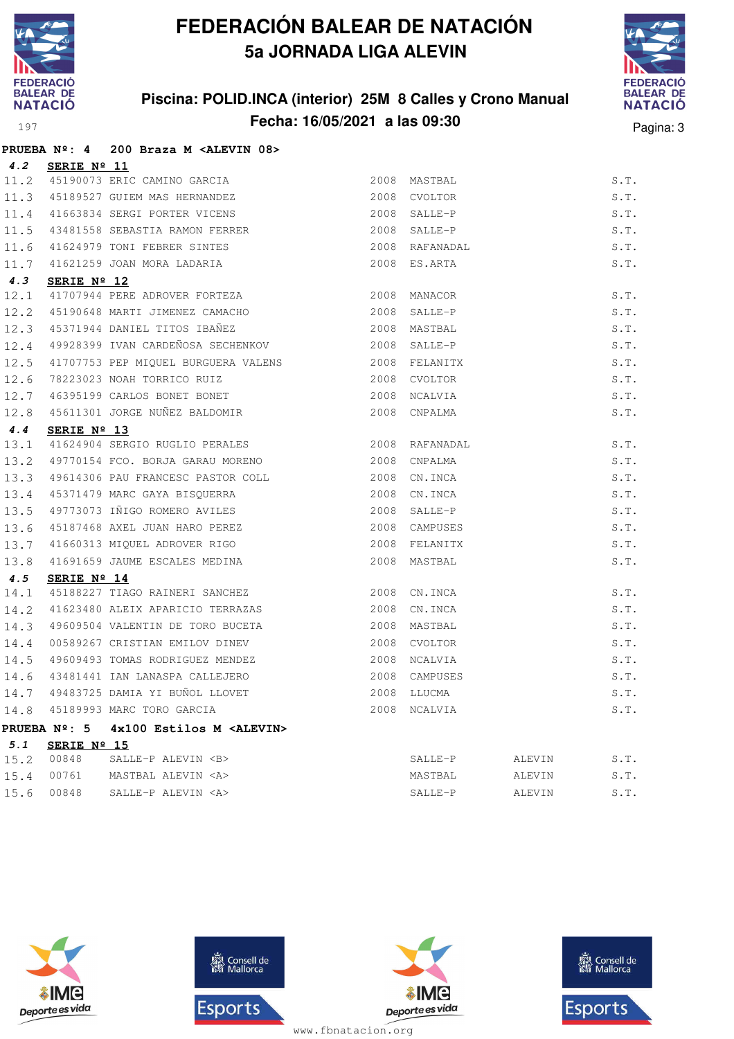# FEDERACIÓN BALEAR DE NATACIÓN

## 5a JORNADA LIGA ALEVIN

### Piscina: POLID.INCA (interior) 25M 8 Calles y Crono Manual

### Fecha: 16/05/2021 a las 09:30

**PRUEBA Nº: 4 200 Braza M <ALEVIN 08>**

**4.2 SERIE Nº 11**

| | | | | | |
|---|---|---|---|---|---|
| 11.2 | 45190073 | ERIC CAMINO GARCIA | 2008 | MASTBAL | S.T. |
| 11.3 | 45189527 | GUIEM MAS HERNANDEZ | 2008 | CVOLTOR | S.T. |
| 11.4 | 41663834 | SERGI PORTER VICENS | 2008 | SALLE-P | S.T. |
| 11.5 | 43481558 | SEBASTIA RAMON FERRER | 2008 | SALLE-P | S.T. |
| 11.6 | 41624979 | TONI FEBRER SINTES | 2008 | RAFANADAL | S.T. |
| 11.7 | 41621259 | JOAN MORA LADARIA | 2008 | ES.ARTA | S.T. |

**4.3 SERIE Nº 12**

| | | | | | |
|---|---|---|---|---|---|
| 12.1 | 41707944 | PERE ADROVER FORTEZA | 2008 | MANACOR | S.T. |
| 12.2 | 45190648 | MARTI JIMENEZ CAMACHO | 2008 | SALLE-P | S.T. |
| 12.3 | 45371944 | DANIEL TITOS IBAÑEZ | 2008 | MASTBAL | S.T. |
| 12.4 | 49928399 | IVAN CARDEÑOSA SECHENKOV | 2008 | SALLE-P | S.T. |
| 12.5 | 41707753 | PEP MIQUEL BURGUERA VALENS | 2008 | FELANITX | S.T. |
| 12.6 | 78223023 | NOAH TORRICO RUIZ | 2008 | CVOLTOR | S.T. |
| 12.7 | 46395199 | CARLOS BONET BONET | 2008 | NCALVIA | S.T. |
| 12.8 | 45611301 | JORGE NUÑEZ BALDOMIR | 2008 | CNPALMA | S.T. |

**4.4 SERIE Nº 13**

| | | | | | |
|---|---|---|---|---|---|
| 13.1 | 41624904 | SERGIO RUGLIO PERALES | 2008 | RAFANADAL | S.T. |
| 13.2 | 49770154 | FCO. BORJA GARAU MORENO | 2008 | CNPALMA | S.T. |
| 13.3 | 49614306 | PAU FRANCESC PASTOR COLL | 2008 | CN.INCA | S.T. |
| 13.4 | 45371479 | MARC GAYA BISQUERRA | 2008 | CN.INCA | S.T. |
| 13.5 | 49773073 | IÑIGO ROMERO AVILES | 2008 | SALLE-P | S.T. |
| 13.6 | 45187468 | AXEL JUAN HARO PEREZ | 2008 | CAMPUSES | S.T. |
| 13.7 | 41660313 | MIQUEL ADROVER RIGO | 2008 | FELANITX | S.T. |
| 13.8 | 41691659 | JAUME ESCALES MEDINA | 2008 | MASTBAL | S.T. |

**4.5 SERIE Nº 14**

| | | | | | |
|---|---|---|---|---|---|
| 14.1 | 45188227 | TIAGO RAINERI SANCHEZ | 2008 | CN.INCA | S.T. |
| 14.2 | 41623480 | ALEIX APARICIO TERRAZAS | 2008 | CN.INCA | S.T. |
| 14.3 | 49609504 | VALENTIN DE TORO BUCETA | 2008 | MASTBAL | S.T. |
| 14.4 | 00589267 | CRISTIAN EMILOV DINEV | 2008 | CVOLTOR | S.T. |
| 14.5 | 49609493 | TOMAS RODRIGUEZ MENDEZ | 2008 | NCALVIA | S.T. |
| 14.6 | 43481441 | IAN LANASPA CALLEJERO | 2008 | CAMPUSES | S.T. |
| 14.7 | 49483725 | DAMIA YI BUÑOL LLOVET | 2008 | LLUCMA | S.T. |
| 14.8 | 45189993 | MARC TORO GARCIA | 2008 | NCALVIA | S.T. |

**PRUEBA Nº: 5 4x100 Estilos M <ALEVIN>**

**5.1 SERIE Nº 15**

| | | | | | |
|---|---|---|---|---|---|
| 15.2 | 00848 | SALLE-P ALEVIN <B> | SALLE-P | ALEVIN | S.T. |
| 15.4 | 00761 | MASTBAL ALEVIN <A> | MASTBAL | ALEVIN | S.T. |
| 15.6 | 00848 | SALLE-P ALEVIN <A> | SALLE-P | ALEVIN | S.T. |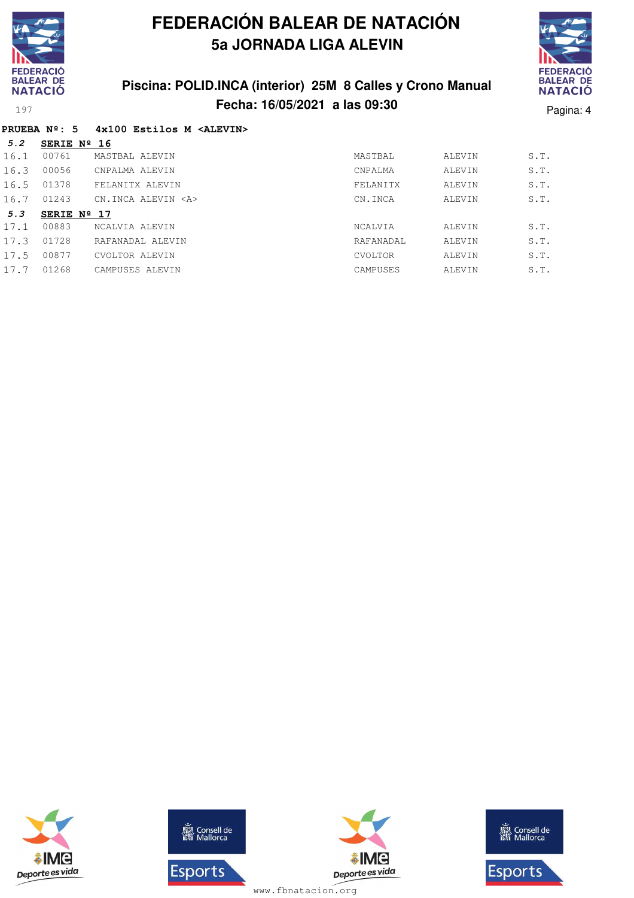# FEDERACIÓN BALEAR DE NATACIÓN

## 5a JORNADA LIGA ALEVIN

### Piscina: POLID.INCA (interior) 25M 8 Calles y Crono Manual

### Fecha: 16/05/2021 a las 09:30

197

**PRUEBA Nº: 5 4x100 Estilos M <ALEVIN>**

***5.2*** **SERIE Nº 16**

| | | | | | |
|---|---|---|---|---|---|
| 16.1 | 00761 | MASTBAL ALEVIN | MASTBAL | ALEVIN | S.T. |
| 16.3 | 00056 | CNPALMA ALEVIN | CNPALMA | ALEVIN | S.T. |
| 16.5 | 01378 | FELANITX ALEVIN | FELANITX | ALEVIN | S.T. |
| 16.7 | 01243 | CN.INCA ALEVIN <A> | CN.INCA | ALEVIN | S.T. |

***5.3*** **SERIE Nº 17**

| | | | | | |
|---|---|---|---|---|---|
| 17.1 | 00883 | NCALVIA ALEVIN | NCALVIA | ALEVIN | S.T. |
| 17.3 | 01728 | RAFANADAL ALEVIN | RAFANADAL | ALEVIN | S.T. |
| 17.5 | 00877 | CVOLTOR ALEVIN | CVOLTOR | ALEVIN | S.T. |
| 17.7 | 01268 | CAMPUSES ALEVIN | CAMPUSES | ALEVIN | S.T. |

www.fbnatacion.org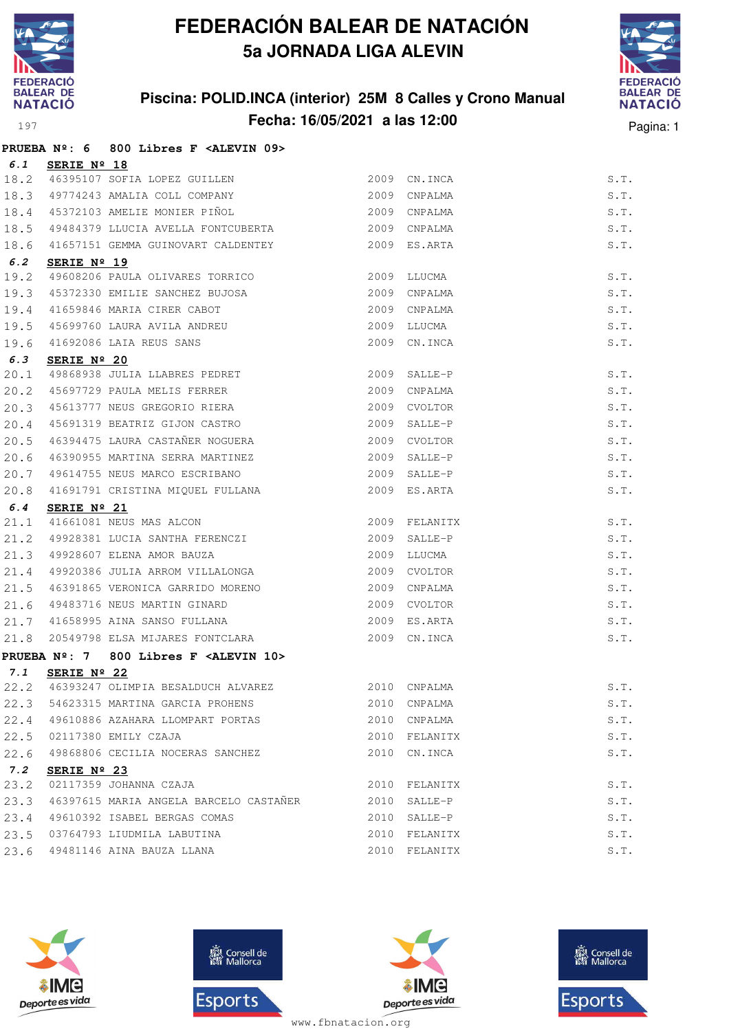# FEDERACIÓN BALEAR DE NATACIÓN
## 5a JORNADA LIGA ALEVIN

### Piscina: POLID.INCA (interior) 25M 8 Calles y Crono Manual
### Fecha: 16/05/2021 a las 12:00

**PRUEBA Nº: 6 800 Libres F <ALEVIN 09>**

**6.1 SERIE Nº 18**

| | | | | | |
|---|---|---|---|---|---|
| 18.2 | 46395107 | SOFIA LOPEZ GUILLEN | 2009 | CN.INCA | S.T. |
| 18.3 | 49774243 | AMALIA COLL COMPANY | 2009 | CNPALMA | S.T. |
| 18.4 | 45372103 | AMELIE MONIER PIÑOL | 2009 | CNPALMA | S.T. |
| 18.5 | 49484379 | LLUCIA AVELLA FONTCUBERTA | 2009 | CNPALMA | S.T. |
| 18.6 | 41657151 | GEMMA GUINOVART CALDENTEY | 2009 | ES.ARTA | S.T. |

**6.2 SERIE Nº 19**

| | | | | | |
|---|---|---|---|---|---|
| 19.2 | 49608206 | PAULA OLIVARES TORRICO | 2009 | LLUCMA | S.T. |
| 19.3 | 45372330 | EMILIE SANCHEZ BUJOSA | 2009 | CNPALMA | S.T. |
| 19.4 | 41659846 | MARIA CIRER CABOT | 2009 | CNPALMA | S.T. |
| 19.5 | 45699760 | LAURA AVILA ANDREU | 2009 | LLUCMA | S.T. |
| 19.6 | 41692086 | LAIA REUS SANS | 2009 | CN.INCA | S.T. |

**6.3 SERIE Nº 20**

| | | | | | |
|---|---|---|---|---|---|
| 20.1 | 49868938 | JULIA LLABRES PEDRET | 2009 | SALLE-P | S.T. |
| 20.2 | 45697729 | PAULA MELIS FERRER | 2009 | CNPALMA | S.T. |
| 20.3 | 45613777 | NEUS GREGORIO RIERA | 2009 | CVOLTOR | S.T. |
| 20.4 | 45691319 | BEATRIZ GIJON CASTRO | 2009 | SALLE-P | S.T. |
| 20.5 | 46394475 | LAURA CASTAÑER NOGUERA | 2009 | CVOLTOR | S.T. |
| 20.6 | 46390955 | MARTINA SERRA MARTINEZ | 2009 | SALLE-P | S.T. |
| 20.7 | 49614755 | NEUS MARCO ESCRIBANO | 2009 | SALLE-P | S.T. |
| 20.8 | 41691791 | CRISTINA MIQUEL FULLANA | 2009 | ES.ARTA | S.T. |

**6.4 SERIE Nº 21**

| | | | | | |
|---|---|---|---|---|---|
| 21.1 | 41661081 | NEUS MAS ALCON | 2009 | FELANITX | S.T. |
| 21.2 | 49928381 | LUCIA SANTHA FERENCZI | 2009 | SALLE-P | S.T. |
| 21.3 | 49928607 | ELENA AMOR BAUZA | 2009 | LLUCMA | S.T. |
| 21.4 | 49920386 | JULIA ARROM VILLALONGA | 2009 | CVOLTOR | S.T. |
| 21.5 | 46391865 | VERONICA GARRIDO MORENO | 2009 | CNPALMA | S.T. |
| 21.6 | 49483716 | NEUS MARTIN GINARD | 2009 | CVOLTOR | S.T. |
| 21.7 | 41658995 | AINA SANSO FULLANA | 2009 | ES.ARTA | S.T. |
| 21.8 | 20549798 | ELSA MIJARES FONTCLARA | 2009 | CN.INCA | S.T. |

**PRUEBA Nº: 7 800 Libres F <ALEVIN 10>**

**7.1 SERIE Nº 22**

| | | | | | |
|---|---|---|---|---|---|
| 22.2 | 46393247 | OLIMPIA BESALDUCH ALVAREZ | 2010 | CNPALMA | S.T. |
| 22.3 | 54623315 | MARTINA GARCIA PROHENS | 2010 | CNPALMA | S.T. |
| 22.4 | 49610886 | AZAHARA LLOMPART PORTAS | 2010 | CNPALMA | S.T. |
| 22.5 | 02117380 | EMILY CZAJA | 2010 | FELANITX | S.T. |
| 22.6 | 49868806 | CECILIA NOCERAS SANCHEZ | 2010 | CN.INCA | S.T. |

**7.2 SERIE Nº 23**

| | | | | | |
|---|---|---|---|---|---|
| 23.2 | 02117359 | JOHANNA CZAJA | 2010 | FELANITX | S.T. |
| 23.3 | 46397615 | MARIA ANGELA BARCELO CASTAÑER | 2010 | SALLE-P | S.T. |
| 23.4 | 49610392 | ISABEL BERGAS COMAS | 2010 | SALLE-P | S.T. |
| 23.5 | 03764793 | LIUDMILA LABUTINA | 2010 | FELANITX | S.T. |
| 23.6 | 49481146 | AINA BAUZA LLANA | 2010 | FELANITX | S.T. |

www.fbnatacion.org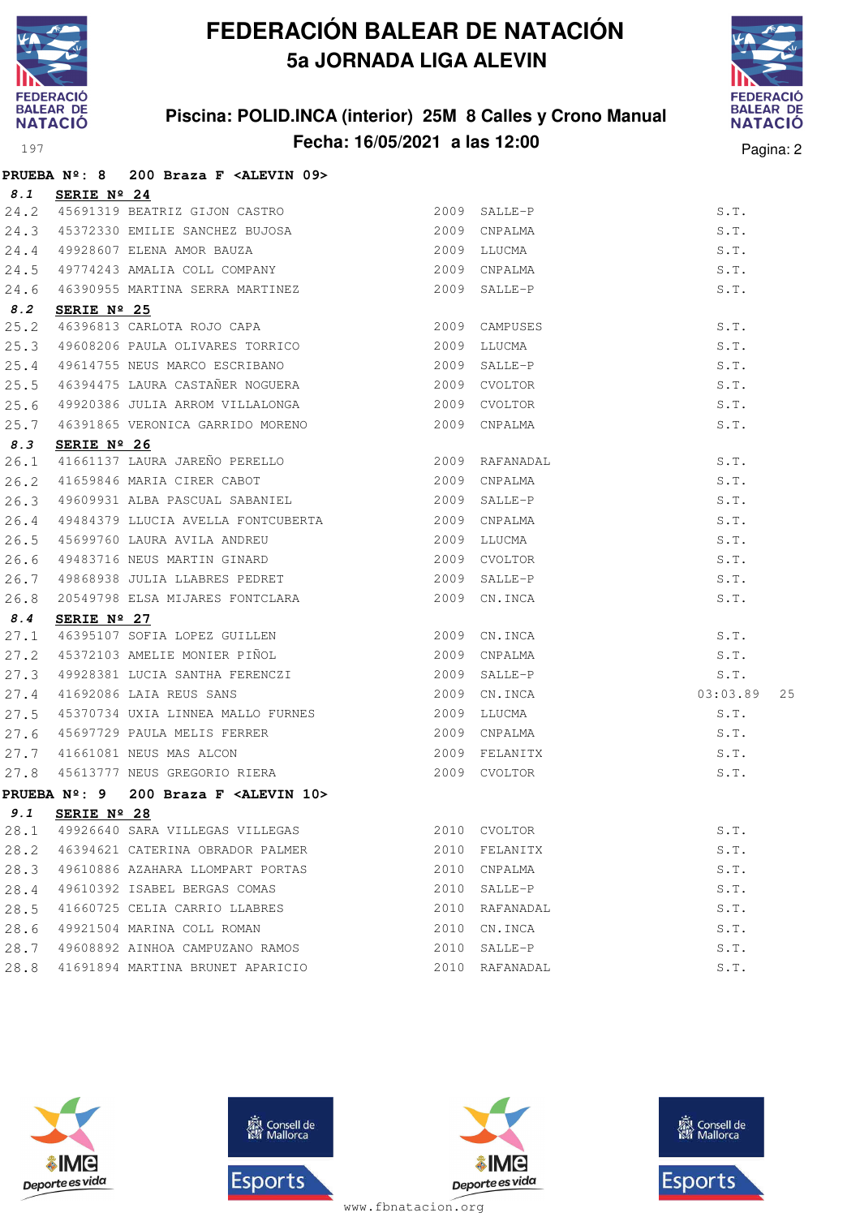# FEDERACIÓN BALEAR DE NATACIÓN

## 5a JORNADA LIGA ALEVIN

### Piscina: POLID.INCA (interior) 25M 8 Calles y Crono Manual

### Fecha: 16/05/2021 a las 12:00

**PRUEBA Nº: 8 200 Braza F <ALEVIN 09>**

***8.1* SERIE Nº 24**

| | | | | | | |
|---|---|---|---|---|---|---|
| 24.2 | 45691319 | BEATRIZ GIJON CASTRO | 2009 | SALLE-P | S.T. | |
| 24.3 | 45372330 | EMILIE SANCHEZ BUJOSA | 2009 | CNPALMA | S.T. | |
| 24.4 | 49928607 | ELENA AMOR BAUZA | 2009 | LLUCMA | S.T. | |
| 24.5 | 49774243 | AMALIA COLL COMPANY | 2009 | CNPALMA | S.T. | |
| 24.6 | 46390955 | MARTINA SERRA MARTINEZ | 2009 | SALLE-P | S.T. | |

***8.2* SERIE Nº 25**

| | | | | | | |
|---|---|---|---|---|---|---|
| 25.2 | 46396813 | CARLOTA ROJO CAPA | 2009 | CAMPUSES | S.T. | |
| 25.3 | 49608206 | PAULA OLIVARES TORRICO | 2009 | LLUCMA | S.T. | |
| 25.4 | 49614755 | NEUS MARCO ESCRIBANO | 2009 | SALLE-P | S.T. | |
| 25.5 | 46394475 | LAURA CASTAÑER NOGUERA | 2009 | CVOLTOR | S.T. | |
| 25.6 | 49920386 | JULIA ARROM VILLALONGA | 2009 | CVOLTOR | S.T. | |
| 25.7 | 46391865 | VERONICA GARRIDO MORENO | 2009 | CNPALMA | S.T. | |

***8.3* SERIE Nº 26**

| | | | | | | |
|---|---|---|---|---|---|---|
| 26.1 | 41661137 | LAURA JAREÑO PERELLO | 2009 | RAFANADAL | S.T. | |
| 26.2 | 41659846 | MARIA CIRER CABOT | 2009 | CNPALMA | S.T. | |
| 26.3 | 49609931 | ALBA PASCUAL SABANIEL | 2009 | SALLE-P | S.T. | |
| 26.4 | 49484379 | LLUCIA AVELLA FONTCUBERTA | 2009 | CNPALMA | S.T. | |
| 26.5 | 45699760 | LAURA AVILA ANDREU | 2009 | LLUCMA | S.T. | |
| 26.6 | 49483716 | NEUS MARTIN GINARD | 2009 | CVOLTOR | S.T. | |
| 26.7 | 49868938 | JULIA LLABRES PEDRET | 2009 | SALLE-P | S.T. | |
| 26.8 | 20549798 | ELSA MIJARES FONTCLARA | 2009 | CN.INCA | S.T. | |

***8.4* SERIE Nº 27**

| | | | | | | |
|---|---|---|---|---|---|---|
| 27.1 | 46395107 | SOFIA LOPEZ GUILLEN | 2009 | CN.INCA | S.T. | |
| 27.2 | 45372103 | AMELIE MONIER PIÑOL | 2009 | CNPALMA | S.T. | |
| 27.3 | 49928381 | LUCIA SANTHA FERENCZI | 2009 | SALLE-P | S.T. | |
| 27.4 | 41692086 | LAIA REUS SANS | 2009 | CN.INCA | 03:03.89 | 25 |
| 27.5 | 45370734 | UXIA LINNEA MALLO FURNES | 2009 | LLUCMA | S.T. | |
| 27.6 | 45697729 | PAULA MELIS FERRER | 2009 | CNPALMA | S.T. | |
| 27.7 | 41661081 | NEUS MAS ALCON | 2009 | FELANITX | S.T. | |
| 27.8 | 45613777 | NEUS GREGORIO RIERA | 2009 | CVOLTOR | S.T. | |

**PRUEBA Nº: 9 200 Braza F <ALEVIN 10>**

***9.1* SERIE Nº 28**

| | | | | | | |
|---|---|---|---|---|---|---|
| 28.1 | 49926640 | SARA VILLEGAS VILLEGAS | 2010 | CVOLTOR | S.T. | |
| 28.2 | 46394621 | CATERINA OBRADOR PALMER | 2010 | FELANITX | S.T. | |
| 28.3 | 49610886 | AZAHARA LLOMPART PORTAS | 2010 | CNPALMA | S.T. | |
| 28.4 | 49610392 | ISABEL BERGAS COMAS | 2010 | SALLE-P | S.T. | |
| 28.5 | 41660725 | CELIA CARRIO LLABRES | 2010 | RAFANADAL | S.T. | |
| 28.6 | 49921504 | MARINA COLL ROMAN | 2010 | CN.INCA | S.T. | |
| 28.7 | 49608892 | AINHOA CAMPUZANO RAMOS | 2010 | SALLE-P | S.T. | |
| 28.8 | 41691894 | MARTINA BRUNET APARICIO | 2010 | RAFANADAL | S.T. | |

www.fbnatacion.org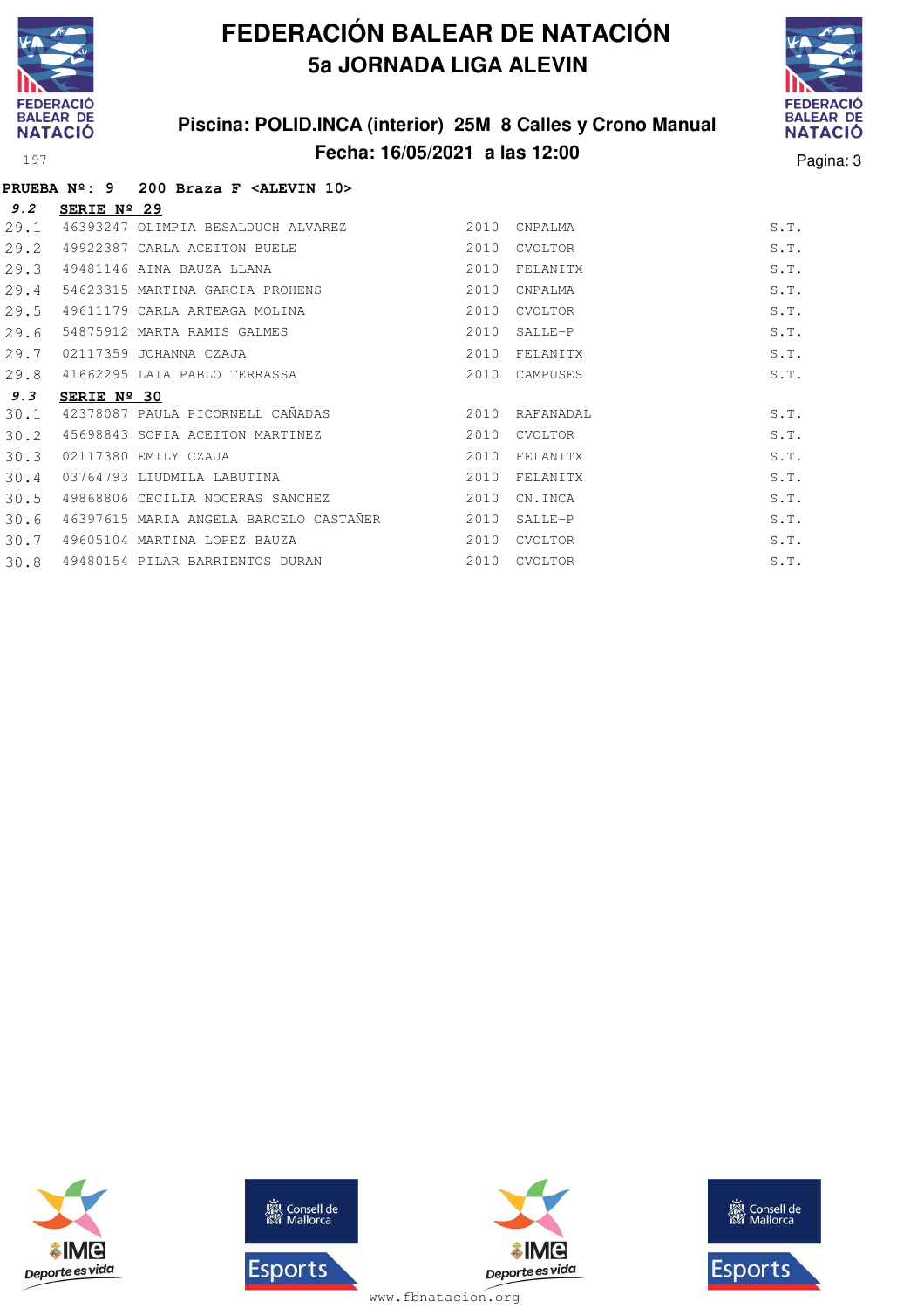**PRUEBA Nº: 9 200 Braza F <ALEVIN 10>**

***9.2*** **SERIE Nº 29**

| | | | | |
|---|---|---|---|---|
| 29.1 | 46393247 OLIMPIA BESALDUCH ALVAREZ | 2010 | CNPALMA | S.T. |
| 29.2 | 49922387 CARLA ACEITON BUELE | 2010 | CVOLTOR | S.T. |
| 29.3 | 49481146 AINA BAUZA LLANA | 2010 | FELANITX | S.T. |
| 29.4 | 54623315 MARTINA GARCIA PROHENS | 2010 | CNPALMA | S.T. |
| 29.5 | 49611179 CARLA ARTEAGA MOLINA | 2010 | CVOLTOR | S.T. |
| 29.6 | 54875912 MARTA RAMIS GALMES | 2010 | SALLE-P | S.T. |
| 29.7 | 02117359 JOHANNA CZAJA | 2010 | FELANITX | S.T. |
| 29.8 | 41662295 LAIA PABLO TERRASSA | 2010 | CAMPUSES | S.T. |

***9.3*** **SERIE Nº 30**

| | | | | |
|---|---|---|---|---|
| 30.1 | 42378087 PAULA PICORNELL CAÑADAS | 2010 | RAFANADAL | S.T. |
| 30.2 | 45698843 SOFIA ACEITON MARTINEZ | 2010 | CVOLTOR | S.T. |
| 30.3 | 02117380 EMILY CZAJA | 2010 | FELANITX | S.T. |
| 30.4 | 03764793 LIUDMILA LABUTINA | 2010 | FELANITX | S.T. |
| 30.5 | 49868806 CECILIA NOCERAS SANCHEZ | 2010 | CN.INCA | S.T. |
| 30.6 | 46397615 MARIA ANGELA BARCELO CASTAÑER | 2010 | SALLE-P | S.T. |
| 30.7 | 49605104 MARTINA LOPEZ BAUZA | 2010 | CVOLTOR | S.T. |
| 30.8 | 49480154 PILAR BARRIENTOS DURAN | 2010 | CVOLTOR | S.T. |